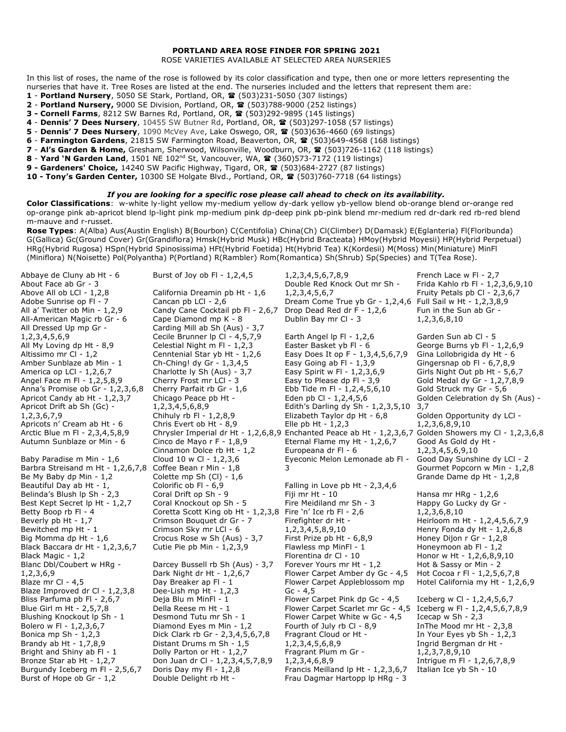# PORTLAND AREA ROSE FINDER FOR SPRING 2021

ROSE VARIETIES AVAILABLE AT SELECTED AREA NURSERIES

In this list of roses, the name of the rose is followed by its color classification and type, then one or more letters representing the nurseries that have it. Tree Roses are listed at the end. The nurseries included and the letters that represent them are:

**1** - **Portland Nursery**, 5050 SE Stark, Portland, OR, ☎ (503)231-5050 (307 listings)
**2** - **Portland Nursery,** 9000 SE Division, Portland, OR, ☎ (503)788-9000 (252 listings)
**3 - Cornell Farms**, 8212 SW Barnes Rd, Portland, OR, ☎ (503)292-9895 (145 listings)
**4** - **Dennis' 7 Dees Nursery**, 10455 SW Butner Rd, Portland, OR, ☎ (503)297-1058 (57 listings)
**5** - **Dennis' 7 Dees Nursery**, 1090 McVey Ave, Lake Oswego, OR, ☎ (503)636-4660 (69 listings)
**6** - **Farmington Gardens**, 21815 SW Farmington Road, Beaverton, OR, ☎ (503)649-4568 (168 listings)
**7** - **Al's Garden & Home,** Gresham, Sherwood, Wilsonville, Woodburn, OR, ☎ (503)726-1162 (118 listings)
**8** - **Yard 'N Garden Land**, 1501 NE 102nd St, Vancouver, WA, ☎ (360)573-7172 (119 listings)
**9 - Gardeners' Choice,** 14240 SW Pacific Highway, Tigard, OR, ☎ (503)684-2727 (87 listings)
**10 - Tony's Garden Center,** 10300 SE Holgate Blvd., Portland, OR, ☎ (503)760-7718 (64 listings)

***If you are looking for a specific rose please call ahead to check on its availability.***

**Color Classifications**: w-white ly-light yellow my-medium yellow dy-dark yellow yb-yellow blend ob-orange blend or-orange red op-orange pink ab-apricot blend lp-light pink mp-medium pink dp-deep pink pb-pink blend mr-medium red dr-dark red rb-red blend m-mauve and r-russet.

**Rose Types**: A(Alba) Aus(Austin English) B(Bourbon) C(Centifolia) China(Ch) Cl(Climber) D(Damask) E(Eglanteria) Fl(Floribunda) G(Gallica) Gc(Ground Cover) Gr(Grandiflora) Hmsk(Hybrid Musk) HBc(Hybrid Bracteata) HMoy(Hybrid Moyesii) HP(Hybrid Perpetual) HRg(Hybrid Rugosa) HSpn(Hybrid Spinosissima) HFt(Hybrid Foetida) Ht(Hybrid Tea) K(Kordesii) M(Moss) Min(Miniature) MinFl (Miniflora) N(Noisette) Pol(Polyantha) P(Portland) R(Rambler) Rom(Romantica) Sh(Shrub) Sp(Species) and T(Tea Rose).

Abbaye de Cluny ab Ht - 6
About Face ab Gr - 3
Above All ob LCl - 1,2,8
Adobe Sunrise op Fl - 7
All a' Twitter ob Min - 1,2,9
All-American Magic rb Gr - 6
All Dressed Up mp Gr - 1,2,3,4,5,6,9
All My Loving dp Ht - 8,9
Altissimo mr Cl - 1,2
Amber Sunblaze ab Min - 1
America op LCl - 1,2,6,7
Angel Face m Fl - 1,2,5,8,9
Anna's Promise ob Gr - 1,2,3,6,8
Apricot Candy ab Ht - 1,2,3,7
Apricot Drift ab Sh (Gc) - 1,2,3,6,7,9
Apricots n' Cream ab Ht - 6
Arctic Blue m Fl - 2,3,4,5,8,9
Autumn Sunblaze or Min - 6

Baby Paradise m Min - 1,6
Barbra Streisand m Ht - 1,2,6,7,8
Be My Baby dp Min - 1,2
Beautiful Day ab Ht - 1,
Belinda's Blush lp Sh - 2,3
Best Kept Secret lp Ht - 1,2,7
Betty Boop rb Fl - 4
Beverly pb Ht - 1,7
Bewitched mp Ht - 1
Big Momma dp Ht - 1,6
Black Baccara dr Ht - 1,2,3,6,7
Black Magic - 1,2
Blanc Dbl/Coubert w HRg - 1,2,3,6,9
Blaze mr Cl - 4,5
Blaze Improved dr Cl - 1,2,3,8
Bliss Parfuma pb Fl - 2,6,7
Blue Girl m Ht - 2,5,7,8
Blushing Knockout lp Sh - 1
Bolero w Fl - 1,2,3,6,7
Bonica mp Sh - 1,2,3
Brandy ab Ht - 1,7,8,9
Bright and Shiny ab Fl - 1
Bronze Star ab Ht - 1,2,7
Burgundy Iceberg m Fl - 2,5,6,7
Burst of Hope ob Gr - 1,2
Burst of Joy ob Fl - 1,2,4,5

California Dreamin pb Ht - 1,6
Cancan pb LCl - 2,6
Candy Cane Cocktail pb Fl - 2,6,7
Cape Diamond mp K - 8
Carding Mill ab Sh (Aus) - 3,7
Cecile Brunner lp Cl - 4,5,7,9
Celestial Night m Fl - 1,2,3
Cenntenial Star yb Ht - 1,2,6
Ch-Ching! dy Gr - 1,3,4,5
Charlotte ly Sh (Aus) - 3,7
Cherry Frost mr LCl - 3
Cherry Parfait rb Gr - 1,6
Chicago Peace pb Ht - 1,2,3,4,5,6,8,9
Chihuly rb Fl - 1,2,8,9
Chris Evert ob Ht - 8,9
Chrysler Imperial dr Ht - 1,2,6,8,9
Cinco de Mayo r F - 1,8,9
Cinnamon Dolce rb Ht - 1,2
Cloud 10 w Cl - 1,2,3,6
Coffee Bean r Min - 1,8
Colette mp Sh (Cl) - 1,6
Colorific ob Fl - 6,9
Coral Drift op Sh - 9
Coral Knockout op Sh - 5
Coretta Scott King ob Ht - 1,2,3,8
Crimson Bouquet dr Gr - 7
Crimson Sky mr LCl - 6
Crocus Rose w Sh (Aus) - 3,7
Cutie Pie pb Min - 1,2,3,9

Darcey Bussell rb Sh (Aus) - 3,7
Dark Night dr Ht - 1,2,6,7
Day Breaker ap Fl - 1
Dee-Lish mp Ht - 1,2,3
Deja Blu m MinFl - 1
Della Reese m Ht - 1
Desmond Tutu mr Sh - 1
Diamond Eyes m Min - 1,2
Dick Clark rb Gr - 2,3,4,5,6,7,8
Distant Drums m Sh - 1,5
Dolly Parton or Ht - 1,2,7
Don Juan dr Cl - 1,2,3,4,5,7,8,9
Doris Day my Fl - 1,2,8
Double Delight rb Ht - 1,2,3,4,5,6,7,8,9
Double Red Knock Out mr Sh - 1,2,3,4,5,6,7
Dream Come True yb Gr - 1,2,4,6
Drop Dead Red dr F - 1,2,6
Dublin Bay mr Cl - 3

Earth Angel lp Fl - 1,2,6
Easter Basket yb Fl - 6
Easy Does It op F - 1,3,4,5,6,7,9
Easy Going ab Fl - 1,3,9
Easy Spirit w Fl - 1,2,3,6,9
Easy to Please dp Fl - 3,9
Ebb Tide m Fl - 1,2,4,5,6,10
Eden pb Cl - 1,2,4,5,6
Edith's Darling dy Sh - 1,2,3,5,10
Elizabeth Taylor dp Ht - 6,8
Elle pb Ht - 1,2,3
Enchanted Peace ab Ht - 1,2,3,6,7
Eternal Flame my Ht - 1,2,6,7
Europeana dr Fl - 6
Eyeconic Melon Lemonade ab Fl - 3

Falling in Love pb Ht - 2,3,4,6
Fiji mr Ht - 10
Fire Meidiland mr Sh - 3
Fire 'n' Ice rb Fl - 2,6
Firefighter dr Ht - 1,2,3,4,5,8,9,10
First Prize pb Ht - 6,8,9
Flawless mp MinFl - 1
Florentina dr Cl - 10
Forever Yours mr Ht - 1,2
Flower Carpet Amber dy Gc - 4,5
Flower Carpet Appleblossom mp Gc - 4,5
Flower Carpet Pink dp Gc - 4,5
Flower Carpet Scarlet mr Gc - 4,5
Flower Carpet White w Gc - 4,5
Fourth of July rb Cl - 8,9
Fragrant Cloud or Ht - 1,2,3,4,5,6,8,9
Fragrant Plum m Gr - 1,2,3,4,6,8,9
Francis Meilland lp Ht - 1,2,3,6,7
Frau Dagmar Hartopp lp HRg - 3
French Lace w Fl - 2,7
Frida Kahlo rb Fl - 1,2,3,6,9,10
Fruity Petals pb Cl - 2,3,6,7
Full Sail w Ht - 1,2,3,8,9
Fun in the Sun ab Gr - 1,2,3,6,8,10

Garden Sun ab Cl - 5
George Burns yb Fl - 1,2,6,9
Gina Lollobrigida dy Ht - 6
Gingersnap ob Fl - 6,7,8,9
Girls Night Out pb Ht - 5,6,7
Gold Medal dy Gr - 1,2,7,8,9
Gold Struck my Gr - 5,6
Golden Celebration dy Sh (Aus) - 3,7
Golden Opportunity dy LCl - 1,2,3,6,8,9,10
Golden Showers my Cl - 1,2,3,6,8
Good As Gold dy Ht - 1,2,3,4,5,6,9,10
Good Day Sunshine dy LCl - 2
Gourmet Popcorn w Min - 1,2,8
Grande Dame dp Ht - 1,2,8

Hansa mr HRg - 1,2,6
Happy Go Lucky dy Gr - 1,2,3,6,8,10
Heirloom m Ht - 1,2,4,5,6,7,9
Henry Fonda dy Ht - 1,2,6,8
Honey Dijon r Gr - 1,2,8
Honeymoon ab Fl - 1,2
Honor w Ht - 1,2,6,8,9,10
Hot & Sassy or Min - 2
Hot Cocoa r Fl - 1,2,5,6,7,8
Hotel California my Ht - 1,2,6,9

Iceberg w Cl - 1,2,4,5,6,7
Iceberg w Fl - 1,2,4,5,6,7,8,9
Icecap w Sh - 2,3
InThe Mood mr Ht - 2,3,8
In Your Eyes yb Sh - 1,2,3
Ingrid Bergman dr Ht - 1,2,3,7,8,9,10
Intrigue m Fl - 1,2,6,7,8,9
Italian Ice yb Sh - 10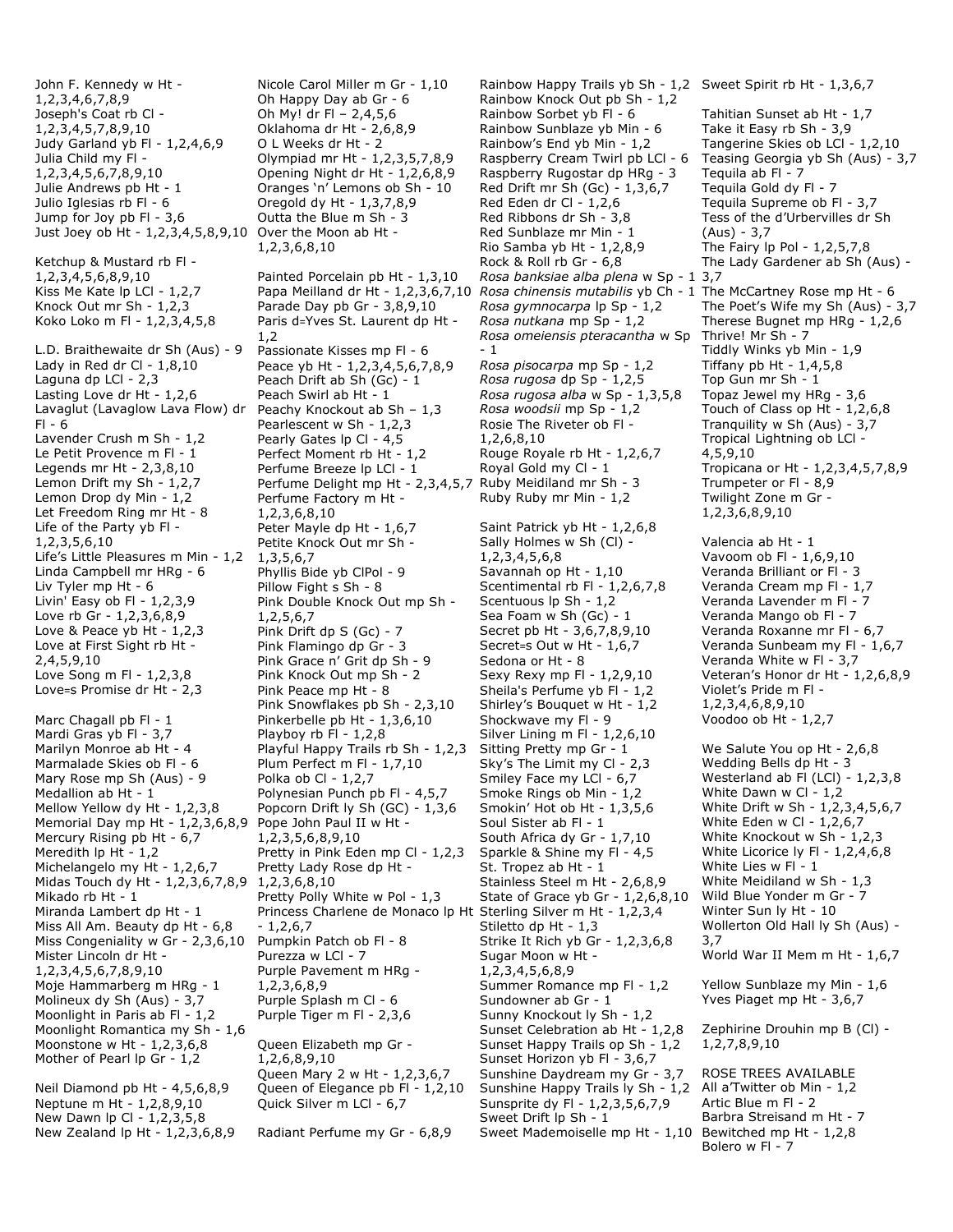John F. Kennedy w Ht - 1,2,3,4,6,7,8,9
Joseph's Coat rb Cl - 1,2,3,4,5,7,8,9,10
Judy Garland yb Fl - 1,2,4,6,9
Julia Child my Fl - 1,2,3,4,5,6,7,8,9,10
Julie Andrews pb Ht - 1
Julio Iglesias rb Fl - 6
Jump for Joy pb Fl - 3,6
Just Joey ob Ht - 1,2,3,4,5,8,9,10

Ketchup & Mustard rb Fl - 1,2,3,4,5,6,8,9,10
Kiss Me Kate lp LCl - 1,2,7
Knock Out mr Sh - 1,2,3
Koko Loko m Fl - 1,2,3,4,5,8

L.D. Braithewaite dr Sh (Aus) - 9
Lady in Red dr Cl - 1,8,10
Laguna dp LCl - 2,3
Lasting Love dr Ht - 1,2,6
Lavaglut (Lavaglow Lava Flow) dr Fl - 6
Lavender Crush m Sh - 1,2
Le Petit Provence m Fl - 1
Legends mr Ht - 2,3,8,10
Lemon Drift my Sh - 1,2,7
Lemon Drop dy Min - 1,2
Let Freedom Ring mr Ht - 8
Life of the Party yb Fl - 1,2,3,5,6,10
Life's Little Pleasures m Min - 1,2
Linda Campbell mr HRg - 6
Liv Tyler mp Ht - 6
Livin' Easy ob Fl - 1,2,3,9
Love rb Gr - 1,2,3,6,8,9
Love & Peace yb Ht - 1,2,3
Love at First Sight rb Ht - 2,4,5,9,10
Love Song m Fl - 1,2,3,8
Love=s Promise dr Ht - 2,3

Marc Chagall pb Fl - 1
Mardi Gras yb Fl - 3,7
Marilyn Monroe ab Ht - 4
Marmalade Skies ob Fl - 6
Mary Rose mp Sh (Aus) - 9
Medallion ab Ht - 1
Mellow Yellow dy Ht - 1,2,3,8
Memorial Day mp Ht - 1,2,3,6,8,9
Mercury Rising pb Ht - 6,7
Meredith lp Ht - 1,2
Michelangelo my Ht - 1,2,6,7
Midas Touch dy Ht - 1,2,3,6,7,8,9
Mikado rb Ht - 1
Miranda Lambert dp Ht - 1
Miss All Am. Beauty dp Ht - 6,8
Miss Congeniality w Gr - 2,3,6,10
Mister Lincoln dr Ht - 1,2,3,4,5,6,7,8,9,10
Moje Hammarberg m HRg - 1
Molineux dy Sh (Aus) - 3,7
Moonlight in Paris ab Fl - 1,2
Moonlight Romantica my Sh - 1,6
Moonstone w Ht - 1,2,3,6,8
Mother of Pearl lp Gr - 1,2

Neil Diamond pb Ht - 4,5,6,8,9
Neptune m Ht - 1,2,8,9,10
New Dawn lp Cl - 1,2,3,5,8
New Zealand lp Ht - 1,2,3,6,8,9

Nicole Carol Miller m Gr - 1,10
Oh Happy Day ab Gr - 6
Oh My! dr Fl – 2,4,5,6
Oklahoma dr Ht - 2,6,8,9
O L Weeks dr Ht - 2
Olympiad mr Ht - 1,2,3,5,7,8,9
Opening Night dr Ht - 1,2,6,8,9
Oranges 'n' Lemons ob Sh - 10
Oregold dy Ht - 1,3,7,8,9
Outta the Blue m Sh - 3
Over the Moon ab Ht - 1,2,3,6,8,10

Painted Porcelain pb Ht - 1,3,10
Papa Meilland dr Ht - 1,2,3,6,7,10
Parade Day pb Gr - 3,8,9,10
Paris d=Yves St. Laurent dp Ht - 1,2
Passionate Kisses mp Fl - 6
Peace yb Ht - 1,2,3,4,5,6,7,8,9
Peach Drift ab Sh (Gc) - 1
Peach Swirl ab Ht - 1
Peachy Knockout ab Sh – 1,3
Pearlescent w Sh - 1,2,3
Pearly Gates lp Cl - 4,5
Perfect Moment rb Ht - 1,2
Perfume Breeze lp LCl - 1
Perfume Delight mp Ht - 2,3,4,5,7
Perfume Factory m Ht - 1,2,3,6,8,10
Peter Mayle dp Ht - 1,6,7
Petite Knock Out mr Sh - 1,3,5,6,7
Phyllis Bide yb ClPol - 9
Pillow Fight s Sh - 8
Pink Double Knock Out mp Sh - 1,2,5,6,7
Pink Drift dp S (Gc) - 7
Pink Flamingo dp Gr - 3
Pink Grace n' Grit dp Sh - 9
Pink Knock Out mp Sh - 2
Pink Peace mp Ht - 8
Pink Snowflakes pb Sh - 2,3,10
Pinkerbelle pb Ht - 1,3,6,10
Playboy rb Fl - 1,2,8
Playful Happy Trails rb Sh - 1,2,3
Plum Perfect m Fl - 1,7,10
Polka ob Cl - 1,2,7
Polynesian Punch pb Fl - 4,5,7
Popcorn Drift ly Sh (GC) - 1,3,6
Pope John Paul II w Ht - 1,2,3,5,6,8,9,10
Pretty in Pink Eden mp Cl - 1,2,3
Pretty Lady Rose dp Ht - 1,2,3,6,8,10
Pretty Polly White w Pol - 1,3
Princess Charlene de Monaco lp Ht - 1,2,6,7
Pumpkin Patch ob Fl - 8
Purezza w LCl - 7
Purple Pavement m HRg - 1,2,3,6,8,9
Purple Splash m Cl - 6
Purple Tiger m Fl - 2,3,6

Queen Elizabeth mp Gr - 1,2,6,8,9,10
Queen Mary 2 w Ht - 1,2,3,6,7
Queen of Elegance pb Fl - 1,2,10
Quick Silver m LCl - 6,7

Radiant Perfume my Gr - 6,8,9

Rainbow Happy Trails yb Sh - 1,2
Rainbow Knock Out pb Sh - 1,2
Rainbow Sorbet yb Fl - 6
Rainbow Sunblaze yb Min - 6
Rainbow's End yb Min - 1,2
Raspberry Cream Twirl pb LCl - 6
Raspberry Rugostar dp HRg - 3
Red Drift mr Sh (Gc) - 1,3,6,7
Red Eden dr Cl - 1,2,6
Red Ribbons dr Sh - 3,8
Red Sunblaze mr Min - 1
Rio Samba yb Ht - 1,2,8,9
Rock & Roll rb Gr - 6,8
*Rosa banksiae alba plena* w Sp - 1
*Rosa chinensis mutabilis* yb Ch - 1
*Rosa gymnocarpa* lp Sp - 1,2
*Rosa nutkana* mp Sp - 1,2
*Rosa omeiensis pteracantha* w Sp - 1
*Rosa pisocarpa* mp Sp - 1,2
*Rosa rugosa* dp Sp - 1,2,5
*Rosa rugosa alba* w Sp - 1,3,5,8
*Rosa woodsii* mp Sp - 1,2
Rosie The Riveter ob Fl - 1,2,6,8,10
Rouge Royale rb Ht - 1,2,6,7
Royal Gold my Cl - 1
Ruby Meidiland mr Sh - 3
Ruby Ruby mr Min - 1,2

Saint Patrick yb Ht - 1,2,6,8
Sally Holmes w Sh (Cl) - 1,2,3,4,5,6,8
Savannah op Ht - 1,10
Scentimental rb Fl - 1,2,6,7,8
Scentuous lp Sh - 1,2
Sea Foam w Sh (Gc) - 1
Secret pb Ht - 3,6,7,8,9,10
Secret=s Out w Ht - 1,6,7
Sedona or Ht - 8
Sexy Rexy mp Fl - 1,2,9,10
Sheila's Perfume yb Fl - 1,2
Shirley's Bouquet w Ht - 1,2
Shockwave my Fl - 9
Silver Lining m Fl - 1,2,6,10
Sitting Pretty mp Gr - 1
Sky's The Limit my Cl - 2,3
Smiley Face my LCl - 6,7
Smoke Rings ob Min - 1,2
Smokin' Hot ob Ht - 1,3,5,6
Soul Sister ab Fl - 1
South Africa dy Gr - 1,7,10
Sparkle & Shine my Fl - 4,5
St. Tropez ab Ht - 1
Stainless Steel m Ht - 2,6,8,9
State of Grace yb Gr - 1,2,6,8,10
Sterling Silver m Ht - 1,2,3,4
Stiletto dp Ht - 1,3
Strike It Rich yb Gr - 1,2,3,6,8
Sugar Moon w Ht - 1,2,3,4,5,6,8,9
Summer Romance mp Fl - 1,2
Sundowner ab Gr - 1
Sunny Knockout ly Sh - 1,2
Sunset Celebration ab Ht - 1,2,8
Sunset Happy Trails op Sh - 1,2
Sunset Horizon yb Fl - 3,6,7
Sunshine Daydream my Gr - 3,7
Sunshine Happy Trails ly Sh - 1,2
Sunsprite dy Fl - 1,2,3,5,6,7,9
Sweet Drift lp Sh - 1
Sweet Mademoiselle mp Ht - 1,10

Sweet Spirit rb Ht - 1,3,6,7

Tahitian Sunset ab Ht - 1,7
Take it Easy rb Sh - 3,9
Tangerine Skies ob LCl - 1,2,10
Teasing Georgia yb Sh (Aus) - 3,7
Tequila ab Fl - 7
Tequila Gold dy Fl - 7
Tequila Supreme ob Fl - 3,7
Tess of the d'Urbervilles dr Sh (Aus) - 3,7
The Fairy lp Pol - 1,2,5,7,8
The Lady Gardener ab Sh (Aus) - 3,7
The McCartney Rose mp Ht - 6
The Poet's Wife my Sh (Aus) - 3,7
Therese Bugnet mp HRg - 1,2,6
Thrive! Mr Sh - 7
Tiddly Winks yb Min - 1,9
Tiffany pb Ht - 1,4,5,8
Top Gun mr Sh - 1
Topaz Jewel my HRg - 3,6
Touch of Class op Ht - 1,2,6,8
Tranquility w Sh (Aus) - 3,7
Tropical Lightning ob LCl - 4,5,9,10
Tropicana or Ht - 1,2,3,4,5,7,8,9
Trumpeter or Fl - 8,9
Twilight Zone m Gr - 1,2,3,6,8,9,10

Valencia ab Ht - 1
Vavoom ob Fl - 1,6,9,10
Veranda Brilliant or Fl - 3
Veranda Cream mp Fl - 1,7
Veranda Lavender m Fl - 7
Veranda Mango ob Fl - 7
Veranda Roxanne mr Fl - 6,7
Veranda Sunbeam my Fl - 1,6,7
Veranda White w Fl - 3,7
Veteran's Honor dr Ht - 1,2,6,8,9
Violet's Pride m Fl - 1,2,3,4,6,8,9,10
Voodoo ob Ht - 1,2,7

We Salute You op Ht - 2,6,8
Wedding Bells dp Ht - 3
Westerland ab Fl (LCl) - 1,2,3,8
White Dawn w Cl - 1,2
White Drift w Sh - 1,2,3,4,5,6,7
White Eden w Cl - 1,2,6,7
White Knockout w Sh - 1,2,3
White Licorice ly Fl - 1,2,4,6,8
White Lies w Fl - 1
White Meidiland w Sh - 1,3
Wild Blue Yonder m Gr - 7
Winter Sun ly Ht - 10
Wollerton Old Hall ly Sh (Aus) - 3,7
World War II Mem m Ht - 1,6,7

Yellow Sunblaze my Min - 1,6
Yves Piaget mp Ht - 3,6,7

Zephirine Drouhin mp B (Cl) - 1,2,7,8,9,10

ROSE TREES AVAILABLE
All a'Twitter ob Min - 1,2
Artic Blue m Fl - 2
Barbra Streisand m Ht - 7
Bewitched mp Ht - 1,2,8
Bolero w Fl - 7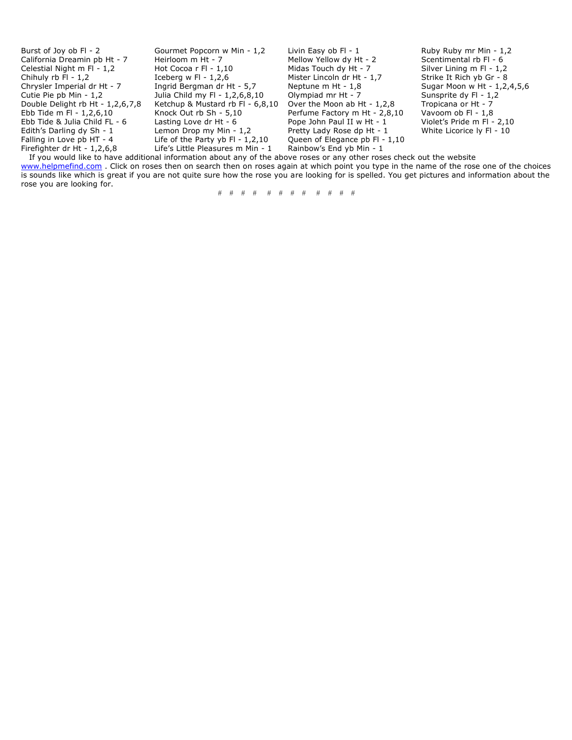Burst of Joy ob Fl - 2
California Dreamin pb Ht - 7
Celestial Night m Fl - 1,2
Chihuly rb Fl - 1,2
Chrysler Imperial dr Ht - 7
Cutie Pie pb Min - 1,2
Double Delight rb Ht - 1,2,6,7,8
Ebb Tide m Fl - 1,2,6,10
Ebb Tide & Julia Child FL - 6
Edith's Darling dy Sh - 1
Falling in Love pb HT - 4
Firefighter dr Ht - 1,2,6,8
Gourmet Popcorn w Min - 1,2
Heirloom m Ht - 7
Hot Cocoa r Fl - 1,10
Iceberg w Fl - 1,2,6
Ingrid Bergman dr Ht - 5,7
Julia Child my Fl - 1,2,6,8,10
Ketchup & Mustard rb Fl - 6,8,10
Knock Out rb Sh - 5,10
Lasting Love dr Ht - 6
Lemon Drop my Min - 1,2
Life of the Party yb Fl - 1,2,10
Life's Little Pleasures m Min - 1
Livin Easy ob Fl - 1
Mellow Yellow dy Ht - 2
Midas Touch dy Ht - 7
Mister Lincoln dr Ht - 1,7
Neptune m Ht - 1,8
Olympiad mr Ht - 7
Over the Moon ab Ht - 1,2,8
Perfume Factory m Ht - 2,8,10
Pope John Paul II w Ht - 1
Pretty Lady Rose dp Ht - 1
Queen of Elegance pb Fl - 1,10
Rainbow's End yb Min - 1
Ruby Ruby mr Min - 1,2
Scentimental rb Fl - 6
Silver Lining m Fl - 1,2
Strike It Rich yb Gr - 8
Sugar Moon w Ht - 1,2,4,5,6
Sunsprite dy Fl - 1,2
Tropicana or Ht - 7
Vavoom ob Fl - 1,8
Violet's Pride m Fl - 2,10
White Licorice ly Fl - 10

If you would like to have additional information about any of the above roses or any other roses check out the website www.helpmefind.com . Click on roses then on search then on roses again at which point you type in the name of the rose one of the choices is sounds like which is great if you are not quite sure how the rose you are looking for is spelled. You get pictures and information about the rose you are looking for.

# # # # # # # # # # # #